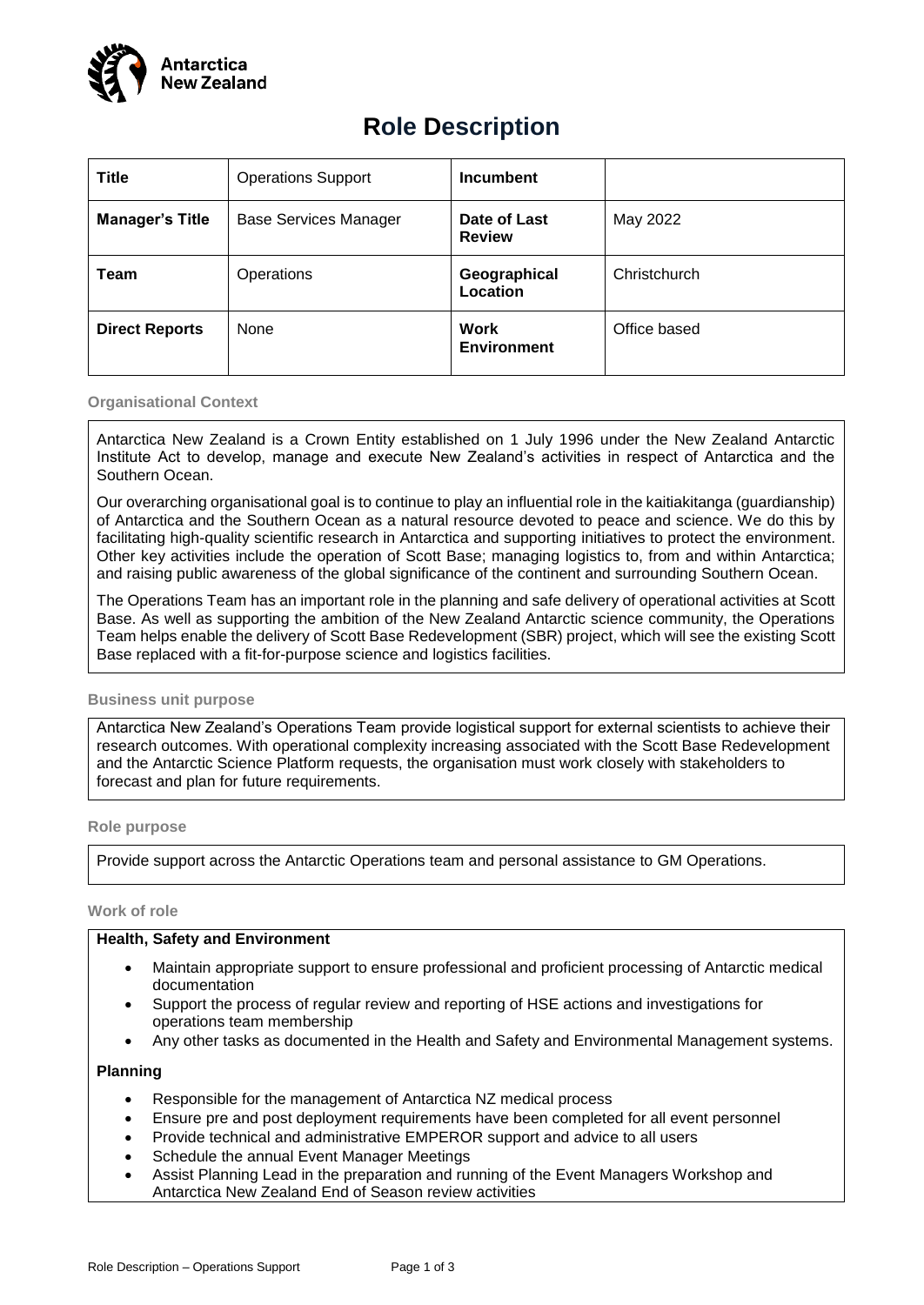Antarctica New Zealand

# Role Description

| **Title** | Operations Support | **Incumbent** | |
|---|---|---|---|
| **Manager's Title** | Base Services Manager | **Date of Last Review** | May 2022 |
| **Team** | Operations | **Geographical Location** | Christchurch |
| **Direct Reports** | None | **Work Environment** | Office based |

## Organisational Context

Antarctica New Zealand is a Crown Entity established on 1 July 1996 under the New Zealand Antarctic Institute Act to develop, manage and execute New Zealand's activities in respect of Antarctica and the Southern Ocean.

Our overarching organisational goal is to continue to play an influential role in the kaitiakitanga (guardianship) of Antarctica and the Southern Ocean as a natural resource devoted to peace and science. We do this by facilitating high-quality scientific research in Antarctica and supporting initiatives to protect the environment. Other key activities include the operation of Scott Base; managing logistics to, from and within Antarctica; and raising public awareness of the global significance of the continent and surrounding Southern Ocean.

The Operations Team has an important role in the planning and safe delivery of operational activities at Scott Base. As well as supporting the ambition of the New Zealand Antarctic science community, the Operations Team helps enable the delivery of Scott Base Redevelopment (SBR) project, which will see the existing Scott Base replaced with a fit-for-purpose science and logistics facilities.

## Business unit purpose

Antarctica New Zealand's Operations Team provide logistical support for external scientists to achieve their research outcomes. With operational complexity increasing associated with the Scott Base Redevelopment and the Antarctic Science Platform requests, the organisation must work closely with stakeholders to forecast and plan for future requirements.

## Role purpose

Provide support across the Antarctic Operations team and personal assistance to GM Operations.

## Work of role

### Health, Safety and Environment

- Maintain appropriate support to ensure professional and proficient processing of Antarctic medical documentation
- Support the process of regular review and reporting of HSE actions and investigations for operations team membership
- Any other tasks as documented in the Health and Safety and Environmental Management systems.

### Planning

- Responsible for the management of Antarctica NZ medical process
- Ensure pre and post deployment requirements have been completed for all event personnel
- Provide technical and administrative EMPEROR support and advice to all users
- Schedule the annual Event Manager Meetings
- Assist Planning Lead in the preparation and running of the Event Managers Workshop and Antarctica New Zealand End of Season review activities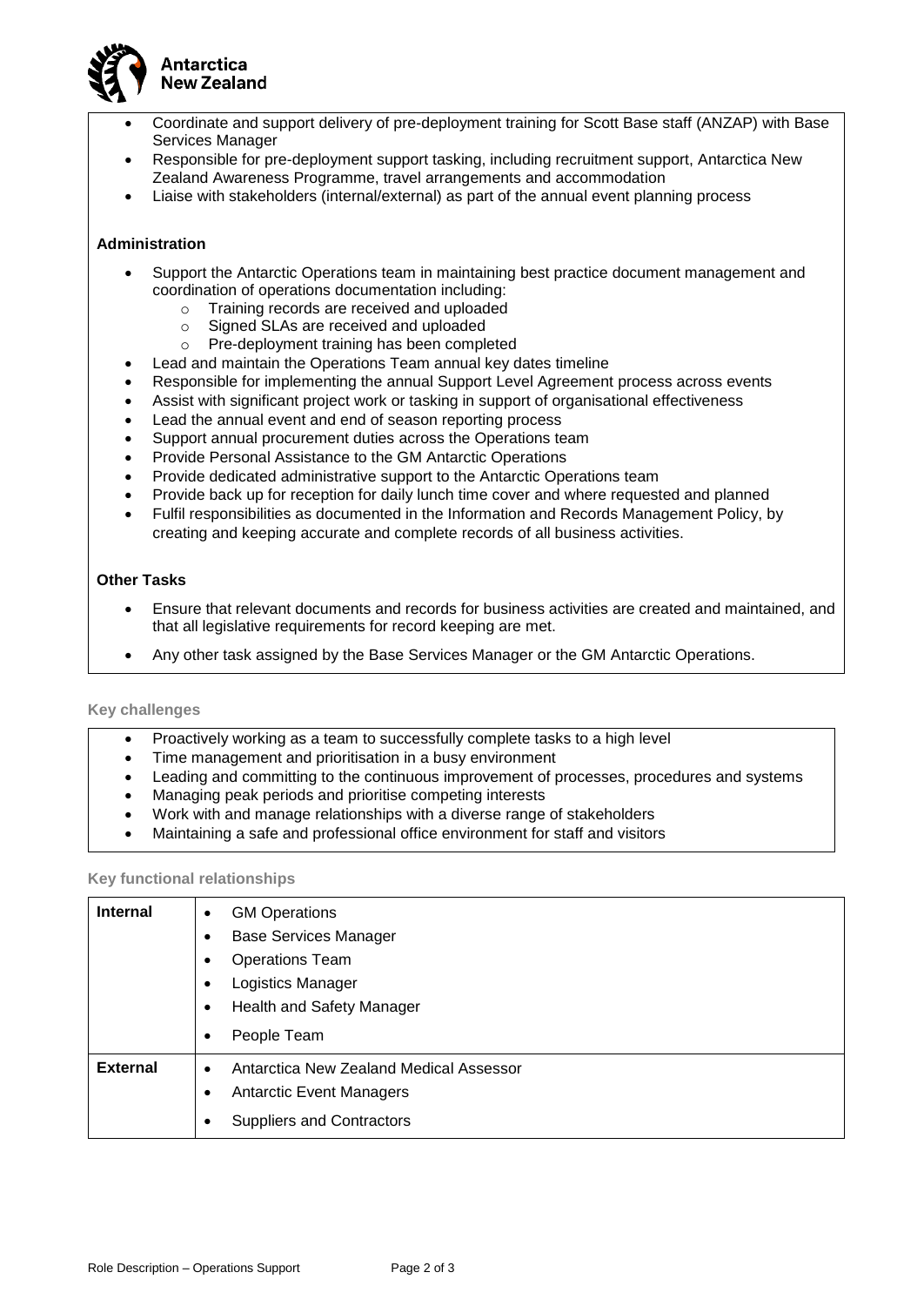- Coordinate and support delivery of pre-deployment training for Scott Base staff (ANZAP) with Base Services Manager
- Responsible for pre-deployment support tasking, including recruitment support, Antarctica New Zealand Awareness Programme, travel arrangements and accommodation
- Liaise with stakeholders (internal/external) as part of the annual event planning process

**Administration**

- Support the Antarctic Operations team in maintaining best practice document management and coordination of operations documentation including:
  - Training records are received and uploaded
  - Signed SLAs are received and uploaded
  - Pre-deployment training has been completed
- Lead and maintain the Operations Team annual key dates timeline
- Responsible for implementing the annual Support Level Agreement process across events
- Assist with significant project work or tasking in support of organisational effectiveness
- Lead the annual event and end of season reporting process
- Support annual procurement duties across the Operations team
- Provide Personal Assistance to the GM Antarctic Operations
- Provide dedicated administrative support to the Antarctic Operations team
- Provide back up for reception for daily lunch time cover and where requested and planned
- Fulfil responsibilities as documented in the Information and Records Management Policy, by creating and keeping accurate and complete records of all business activities.

**Other Tasks**

- Ensure that relevant documents and records for business activities are created and maintained, and that all legislative requirements for record keeping are met.
- Any other task assigned by the Base Services Manager or the GM Antarctic Operations.

### Key challenges

- Proactively working as a team to successfully complete tasks to a high level
- Time management and prioritisation in a busy environment
- Leading and committing to the continuous improvement of processes, procedures and systems
- Managing peak periods and prioritise competing interests
- Work with and manage relationships with a diverse range of stakeholders
- Maintaining a safe and professional office environment for staff and visitors

### Key functional relationships

| | |
|---|---|
| **Internal** | • GM Operations<br>• Base Services Manager<br>• Operations Team<br>• Logistics Manager<br>• Health and Safety Manager<br>• People Team |
| **External** | • Antarctica New Zealand Medical Assessor<br>• Antarctic Event Managers<br>• Suppliers and Contractors |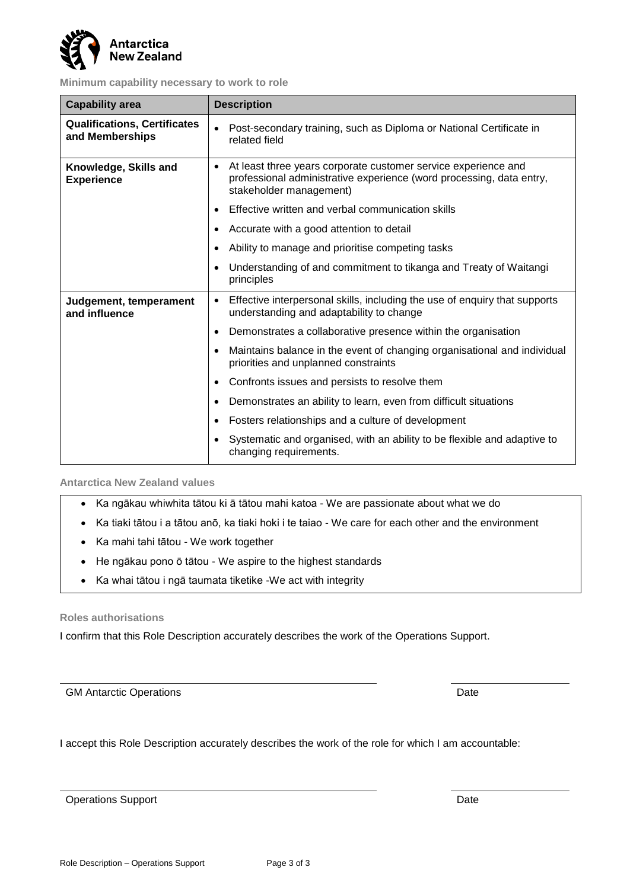**Minimum capability necessary to work to role**

| Capability area | Description |
| --- | --- |
| **Qualifications, Certificates and Memberships** | • Post-secondary training, such as Diploma or National Certificate in related field |
| **Knowledge, Skills and Experience** | • At least three years corporate customer service experience and professional administrative experience (word processing, data entry, stakeholder management)<br>• Effective written and verbal communication skills<br>• Accurate with a good attention to detail<br>• Ability to manage and prioritise competing tasks<br>• Understanding of and commitment to tikanga and Treaty of Waitangi principles |
| **Judgement, temperament and influence** | • Effective interpersonal skills, including the use of enquiry that supports understanding and adaptability to change<br>• Demonstrates a collaborative presence within the organisation<br>• Maintains balance in the event of changing organisational and individual priorities and unplanned constraints<br>• Confronts issues and persists to resolve them<br>• Demonstrates an ability to learn, even from difficult situations<br>• Fosters relationships and a culture of development<br>• Systematic and organised, with an ability to be flexible and adaptive to changing requirements. |

**Antarctica New Zealand values**

- Ka ngākau whiwhita tātou ki ā tātou mahi katoa - We are passionate about what we do
- Ka tiaki tātou i a tātou anō, ka tiaki hoki i te taiao - We care for each other and the environment
- Ka mahi tahi tātou - We work together
- He ngākau pono ō tātou - We aspire to the highest standards
- Ka whai tātou i ngā taumata tiketike -We act with integrity

**Roles authorisations**

I confirm that this Role Description accurately describes the work of the Operations Support.

GM Antarctic Operations Date

I accept this Role Description accurately describes the work of the role for which I am accountable:

Operations Support Date